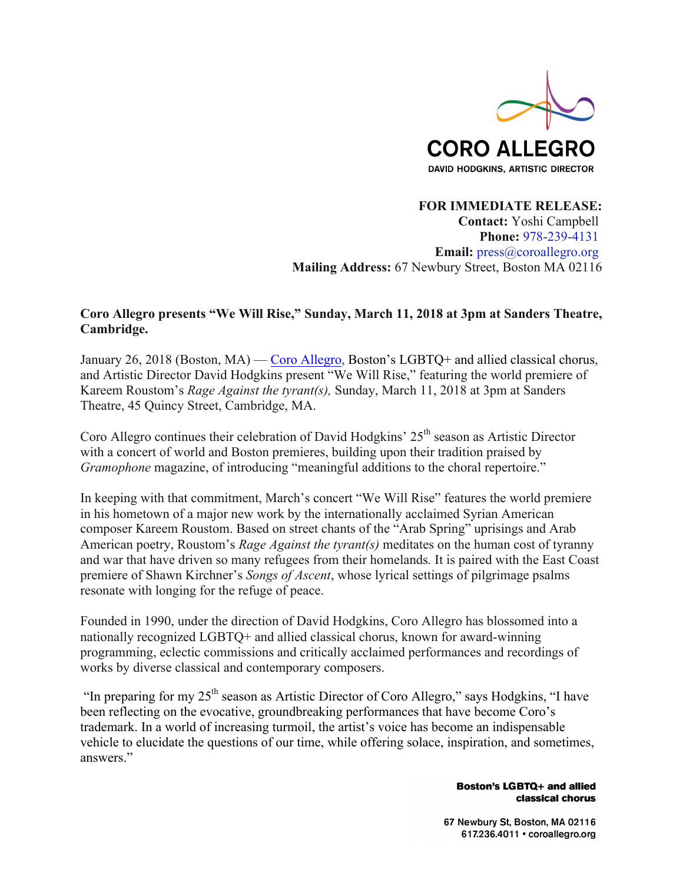CORO ALLEGRO

DAVID HODGKINS, ARTISTIC DIRECTOR

**FOR IMMEDIATE RELEASE:**
**Contact:** Yoshi Campbell
**Phone:** 978-239-4131
**Email:** press@coroallegro.org
**Mailing Address:** 67 Newbury Street, Boston MA 02116

**Coro Allegro presents "We Will Rise," Sunday, March 11, 2018 at 3pm at Sanders Theatre, Cambridge.**

January 26, 2018 (Boston, MA) — Coro Allegro, Boston's LGBTQ+ and allied classical chorus, and Artistic Director David Hodgkins present "We Will Rise," featuring the world premiere of Kareem Roustom's *Rage Against the tyrant(s),* Sunday, March 11, 2018 at 3pm at Sanders Theatre, 45 Quincy Street, Cambridge, MA.

Coro Allegro continues their celebration of David Hodgkins' 25th season as Artistic Director with a concert of world and Boston premieres, building upon their tradition praised by *Gramophone* magazine, of introducing "meaningful additions to the choral repertoire."

In keeping with that commitment, March's concert "We Will Rise" features the world premiere in his hometown of a major new work by the internationally acclaimed Syrian American composer Kareem Roustom. Based on street chants of the "Arab Spring" uprisings and Arab American poetry, Roustom's *Rage Against the tyrant(s)* meditates on the human cost of tyranny and war that have driven so many refugees from their homelands*.* It is paired with the East Coast premiere of Shawn Kirchner's *Songs of Ascent*, whose lyrical settings of pilgrimage psalms resonate with longing for the refuge of peace.

Founded in 1990, under the direction of David Hodgkins, Coro Allegro has blossomed into a nationally recognized LGBTQ+ and allied classical chorus, known for award-winning programming, eclectic commissions and critically acclaimed performances and recordings of works by diverse classical and contemporary composers.

"In preparing for my 25th season as Artistic Director of Coro Allegro," says Hodgkins, "I have been reflecting on the evocative, groundbreaking performances that have become Coro's trademark. In a world of increasing turmoil, the artist's voice has become an indispensable vehicle to elucidate the questions of our time, while offering solace, inspiration, and sometimes, answers."

**Boston's LGBTQ+ and allied classical chorus**

67 Newbury St, Boston, MA 02116
617.236.4011 • coroallegro.org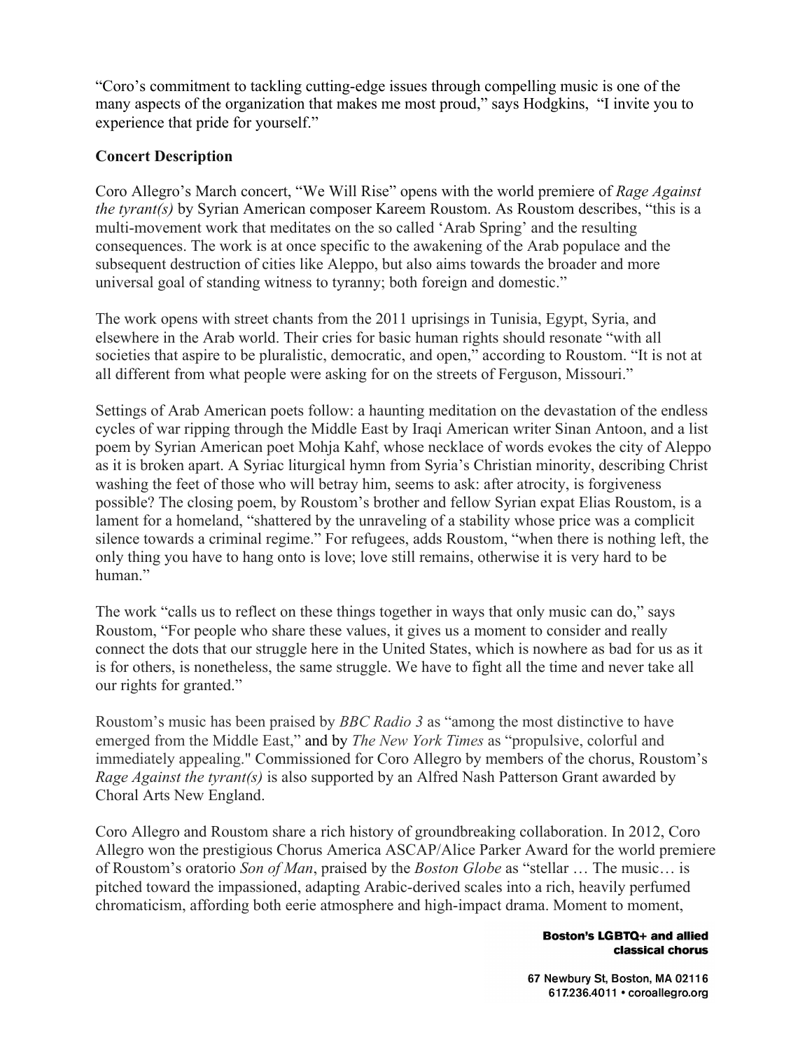"Coro's commitment to tackling cutting-edge issues through compelling music is one of the many aspects of the organization that makes me most proud," says Hodgkins, "I invite you to experience that pride for yourself."

**Concert Description**

Coro Allegro's March concert, "We Will Rise" opens with the world premiere of *Rage Against the tyrant(s)* by Syrian American composer Kareem Roustom. As Roustom describes, "this is a multi-movement work that meditates on the so called 'Arab Spring' and the resulting consequences. The work is at once specific to the awakening of the Arab populace and the subsequent destruction of cities like Aleppo, but also aims towards the broader and more universal goal of standing witness to tyranny; both foreign and domestic."

The work opens with street chants from the 2011 uprisings in Tunisia, Egypt, Syria, and elsewhere in the Arab world. Their cries for basic human rights should resonate "with all societies that aspire to be pluralistic, democratic, and open," according to Roustom. "It is not at all different from what people were asking for on the streets of Ferguson, Missouri."

Settings of Arab American poets follow: a haunting meditation on the devastation of the endless cycles of war ripping through the Middle East by Iraqi American writer Sinan Antoon, and a list poem by Syrian American poet Mohja Kahf, whose necklace of words evokes the city of Aleppo as it is broken apart. A Syriac liturgical hymn from Syria's Christian minority, describing Christ washing the feet of those who will betray him, seems to ask: after atrocity, is forgiveness possible? The closing poem, by Roustom's brother and fellow Syrian expat Elias Roustom, is a lament for a homeland, "shattered by the unraveling of a stability whose price was a complicit silence towards a criminal regime." For refugees, adds Roustom, "when there is nothing left, the only thing you have to hang onto is love; love still remains, otherwise it is very hard to be human."

The work "calls us to reflect on these things together in ways that only music can do," says Roustom, "For people who share these values, it gives us a moment to consider and really connect the dots that our struggle here in the United States, which is nowhere as bad for us as it is for others, is nonetheless, the same struggle. We have to fight all the time and never take all our rights for granted."

Roustom's music has been praised by *BBC Radio 3* as "among the most distinctive to have emerged from the Middle East," and by *The New York Times* as "propulsive, colorful and immediately appealing." Commissioned for Coro Allegro by members of the chorus, Roustom's *Rage Against the tyrant(s)* is also supported by an Alfred Nash Patterson Grant awarded by Choral Arts New England.

Coro Allegro and Roustom share a rich history of groundbreaking collaboration. In 2012, Coro Allegro won the prestigious Chorus America ASCAP/Alice Parker Award for the world premiere of Roustom's oratorio *Son of Man*, praised by the *Boston Globe* as "stellar … The music… is pitched toward the impassioned, adapting Arabic-derived scales into a rich, heavily perfumed chromaticism, affording both eerie atmosphere and high-impact drama. Moment to moment,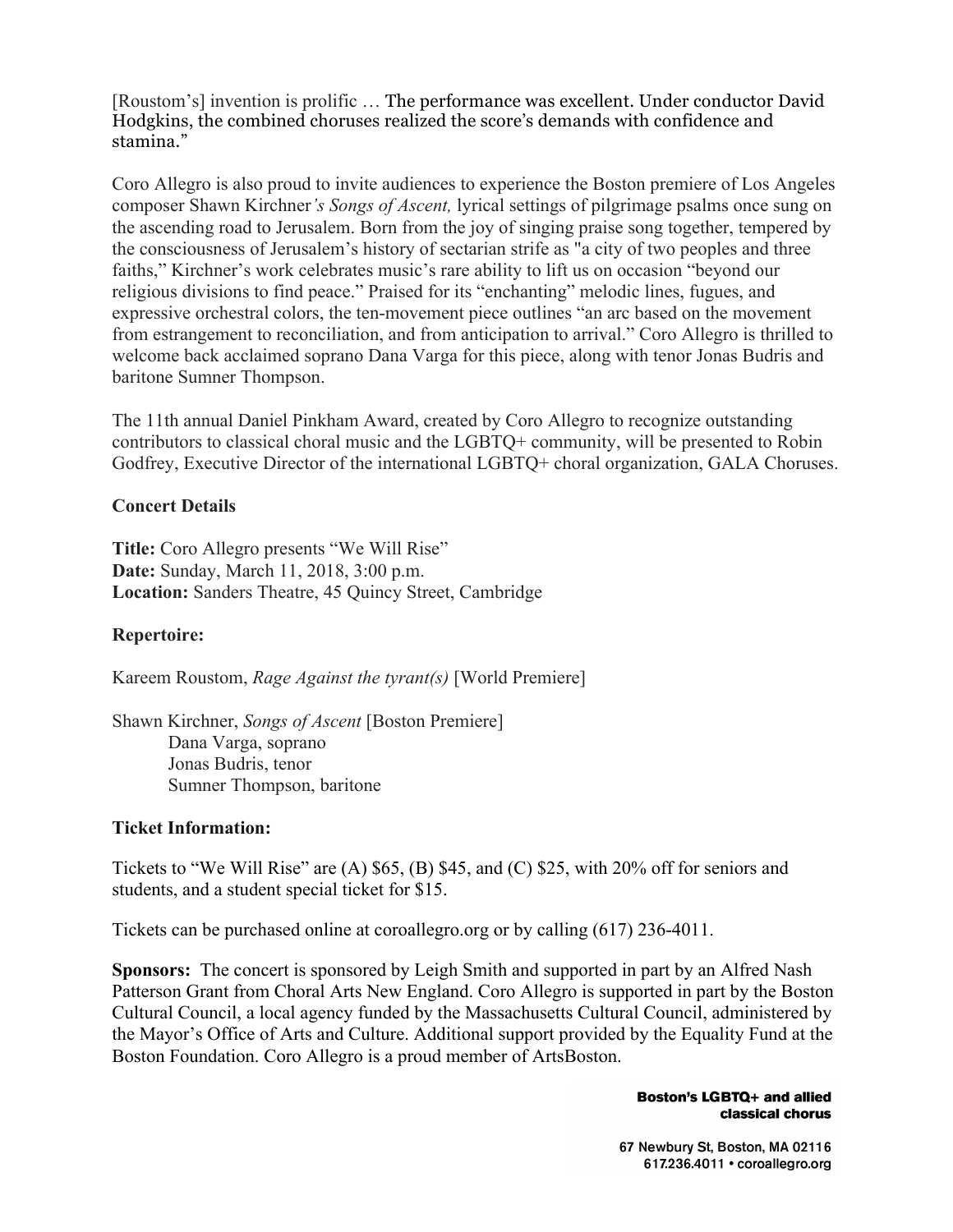[Roustom's] invention is prolific … The performance was excellent. Under conductor David Hodgkins, the combined choruses realized the score's demands with confidence and stamina."

Coro Allegro is also proud to invite audiences to experience the Boston premiere of Los Angeles composer Shawn Kirchner*'s Songs of Ascent,* lyrical settings of pilgrimage psalms once sung on the ascending road to Jerusalem. Born from the joy of singing praise song together, tempered by the consciousness of Jerusalem's history of sectarian strife as "a city of two peoples and three faiths," Kirchner's work celebrates music's rare ability to lift us on occasion "beyond our religious divisions to find peace." Praised for its "enchanting" melodic lines, fugues, and expressive orchestral colors, the ten-movement piece outlines "an arc based on the movement from estrangement to reconciliation, and from anticipation to arrival." Coro Allegro is thrilled to welcome back acclaimed soprano Dana Varga for this piece, along with tenor Jonas Budris and baritone Sumner Thompson.

The 11th annual Daniel Pinkham Award, created by Coro Allegro to recognize outstanding contributors to classical choral music and the LGBTQ+ community, will be presented to Robin Godfrey, Executive Director of the international LGBTQ+ choral organization, GALA Choruses.

**Concert Details**

**Title:** Coro Allegro presents "We Will Rise"
**Date:** Sunday, March 11, 2018, 3:00 p.m.
**Location:** Sanders Theatre, 45 Quincy Street, Cambridge

**Repertoire:**

Kareem Roustom, *Rage Against the tyrant(s)* [World Premiere]

Shawn Kirchner, *Songs of Ascent* [Boston Premiere]
Dana Varga, soprano
Jonas Budris, tenor
Sumner Thompson, baritone

**Ticket Information:**

Tickets to "We Will Rise" are (A) $65, (B) $45, and (C) $25, with 20% off for seniors and students, and a student special ticket for $15.

Tickets can be purchased online at coroallegro.org or by calling (617) 236-4011.

**Sponsors:** The concert is sponsored by Leigh Smith and supported in part by an Alfred Nash Patterson Grant from Choral Arts New England. Coro Allegro is supported in part by the Boston Cultural Council, a local agency funded by the Massachusetts Cultural Council, administered by the Mayor's Office of Arts and Culture. Additional support provided by the Equality Fund at the Boston Foundation. Coro Allegro is a proud member of ArtsBoston.

**Boston's LGBTQ+ and allied classical chorus**

67 Newbury St, Boston, MA 02116
617.236.4011 • coroallegro.org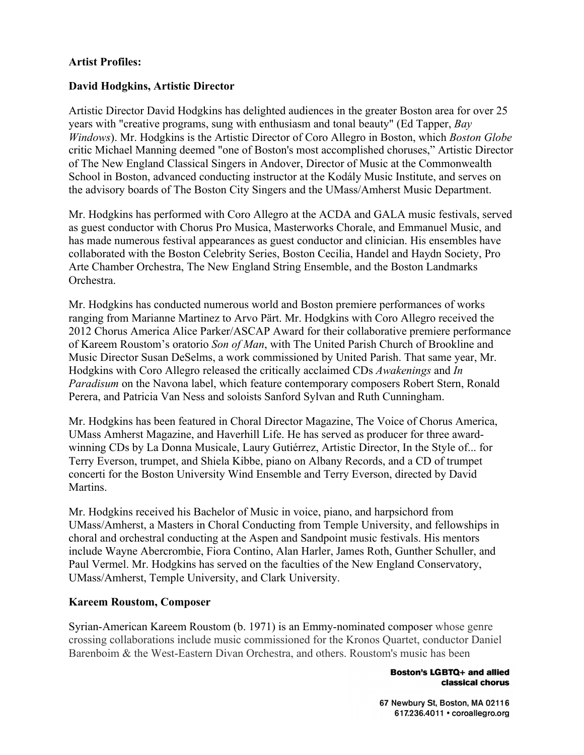**Artist Profiles:**

**David Hodgkins, Artistic Director**

Artistic Director David Hodgkins has delighted audiences in the greater Boston area for over 25 years with "creative programs, sung with enthusiasm and tonal beauty" (Ed Tapper, *Bay Windows*). Mr. Hodgkins is the Artistic Director of Coro Allegro in Boston, which *Boston Globe* critic Michael Manning deemed "one of Boston's most accomplished choruses," Artistic Director of The New England Classical Singers in Andover, Director of Music at the Commonwealth School in Boston, advanced conducting instructor at the Kodály Music Institute, and serves on the advisory boards of The Boston City Singers and the UMass/Amherst Music Department.

Mr. Hodgkins has performed with Coro Allegro at the ACDA and GALA music festivals, served as guest conductor with Chorus Pro Musica, Masterworks Chorale, and Emmanuel Music, and has made numerous festival appearances as guest conductor and clinician. His ensembles have collaborated with the Boston Celebrity Series, Boston Cecilia, Handel and Haydn Society, Pro Arte Chamber Orchestra, The New England String Ensemble, and the Boston Landmarks Orchestra.

Mr. Hodgkins has conducted numerous world and Boston premiere performances of works ranging from Marianne Martinez to Arvo Pärt. Mr. Hodgkins with Coro Allegro received the 2012 Chorus America Alice Parker/ASCAP Award for their collaborative premiere performance of Kareem Roustom's oratorio *Son of Man*, with The United Parish Church of Brookline and Music Director Susan DeSelms, a work commissioned by United Parish. That same year, Mr. Hodgkins with Coro Allegro released the critically acclaimed CDs *Awakenings* and *In Paradisum* on the Navona label, which feature contemporary composers Robert Stern, Ronald Perera, and Patricia Van Ness and soloists Sanford Sylvan and Ruth Cunningham.

Mr. Hodgkins has been featured in Choral Director Magazine, The Voice of Chorus America, UMass Amherst Magazine, and Haverhill Life. He has served as producer for three award-winning CDs by La Donna Musicale, Laury Gutiérrez, Artistic Director, In the Style of... for Terry Everson, trumpet, and Shiela Kibbe, piano on Albany Records, and a CD of trumpet concerti for the Boston University Wind Ensemble and Terry Everson, directed by David Martins.

Mr. Hodgkins received his Bachelor of Music in voice, piano, and harpsichord from UMass/Amherst, a Masters in Choral Conducting from Temple University, and fellowships in choral and orchestral conducting at the Aspen and Sandpoint music festivals. His mentors include Wayne Abercrombie, Fiora Contino, Alan Harler, James Roth, Gunther Schuller, and Paul Vermel. Mr. Hodgkins has served on the faculties of the New England Conservatory, UMass/Amherst, Temple University, and Clark University.

**Kareem Roustom, Composer**

Syrian-American Kareem Roustom (b. 1971) is an Emmy-nominated composer whose genre crossing collaborations include music commissioned for the Kronos Quartet, conductor Daniel Barenboim & the West-Eastern Divan Orchestra, and others. Roustom's music has been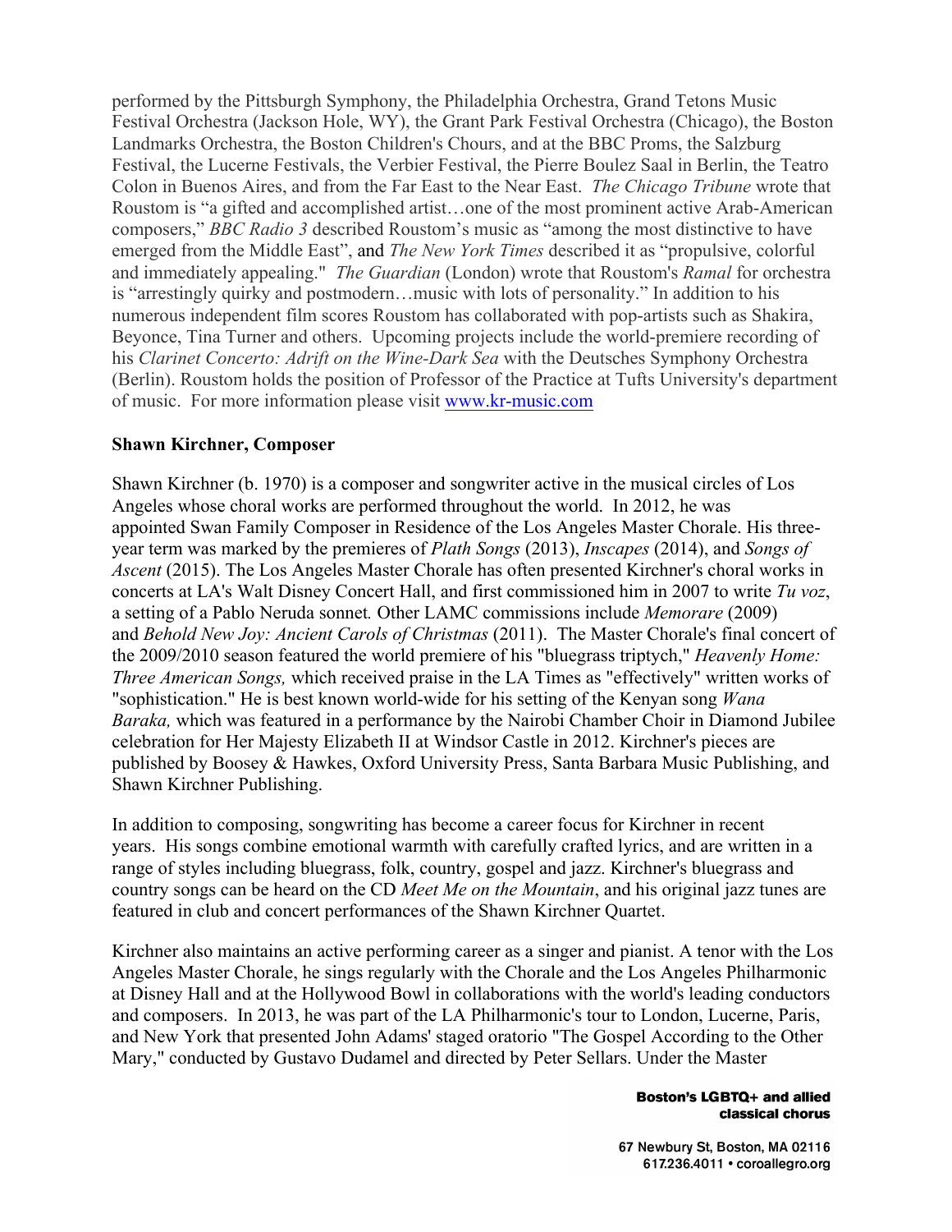performed by the Pittsburgh Symphony, the Philadelphia Orchestra, Grand Tetons Music Festival Orchestra (Jackson Hole, WY), the Grant Park Festival Orchestra (Chicago), the Boston Landmarks Orchestra, the Boston Children's Chours, and at the BBC Proms, the Salzburg Festival, the Lucerne Festivals, the Verbier Festival, the Pierre Boulez Saal in Berlin, the Teatro Colon in Buenos Aires, and from the Far East to the Near East. *The Chicago Tribune* wrote that Roustom is "a gifted and accomplished artist…one of the most prominent active Arab-American composers," *BBC Radio 3* described Roustom's music as "among the most distinctive to have emerged from the Middle East", and *The New York Times* described it as "propulsive, colorful and immediately appealing." *The Guardian* (London) wrote that Roustom's *Ramal* for orchestra is "arrestingly quirky and postmodern…music with lots of personality." In addition to his numerous independent film scores Roustom has collaborated with pop-artists such as Shakira, Beyonce, Tina Turner and others. Upcoming projects include the world-premiere recording of his *Clarinet Concerto: Adrift on the Wine-Dark Sea* with the Deutsches Symphony Orchestra (Berlin). Roustom holds the position of Professor of the Practice at Tufts University's department of music. For more information please visit [www.kr-music.com](http://www.kr-music.com)

**Shawn Kirchner, Composer**

Shawn Kirchner (b. 1970) is a composer and songwriter active in the musical circles of Los Angeles whose choral works are performed throughout the world. In 2012, he was appointed Swan Family Composer in Residence of the Los Angeles Master Chorale. His three-year term was marked by the premieres of *Plath Songs* (2013), *Inscapes* (2014), and *Songs of Ascent* (2015). The Los Angeles Master Chorale has often presented Kirchner's choral works in concerts at LA's Walt Disney Concert Hall, and first commissioned him in 2007 to write *Tu voz*, a setting of a Pablo Neruda sonnet. Other LAMC commissions include *Memorare* (2009) and *Behold New Joy: Ancient Carols of Christmas* (2011). The Master Chorale's final concert of the 2009/2010 season featured the world premiere of his "bluegrass triptych," *Heavenly Home: Three American Songs,* which received praise in the LA Times as "effectively" written works of "sophistication." He is best known world-wide for his setting of the Kenyan song *Wana Baraka,* which was featured in a performance by the Nairobi Chamber Choir in Diamond Jubilee celebration for Her Majesty Elizabeth II at Windsor Castle in 2012. Kirchner's pieces are published by Boosey & Hawkes, Oxford University Press, Santa Barbara Music Publishing, and Shawn Kirchner Publishing.

In addition to composing, songwriting has become a career focus for Kirchner in recent years. His songs combine emotional warmth with carefully crafted lyrics, and are written in a range of styles including bluegrass, folk, country, gospel and jazz. Kirchner's bluegrass and country songs can be heard on the CD *Meet Me on the Mountain*, and his original jazz tunes are featured in club and concert performances of the Shawn Kirchner Quartet.

Kirchner also maintains an active performing career as a singer and pianist. A tenor with the Los Angeles Master Chorale, he sings regularly with the Chorale and the Los Angeles Philharmonic at Disney Hall and at the Hollywood Bowl in collaborations with the world's leading conductors and composers. In 2013, he was part of the LA Philharmonic's tour to London, Lucerne, Paris, and New York that presented John Adams' staged oratorio "The Gospel According to the Other Mary," conducted by Gustavo Dudamel and directed by Peter Sellars. Under the Master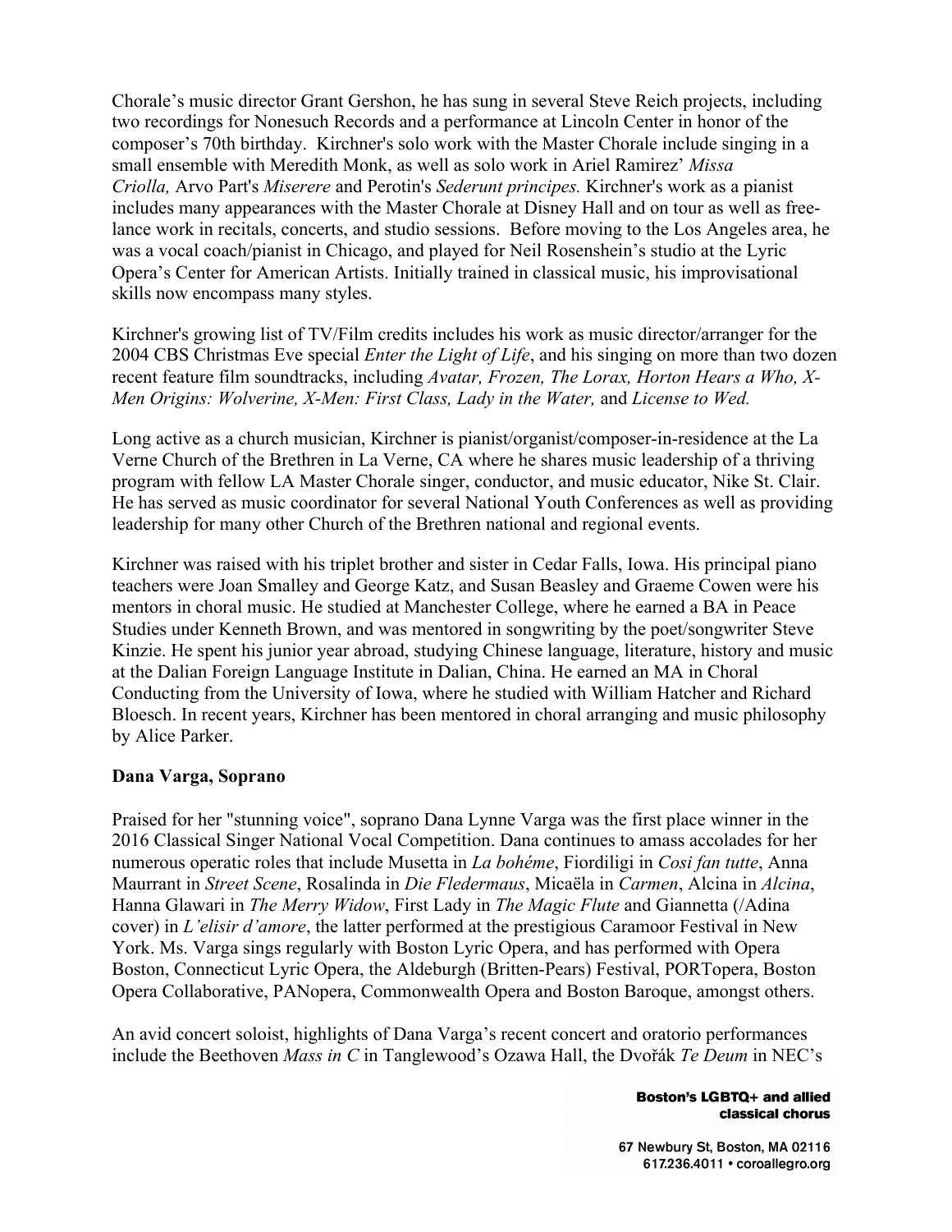Chorale's music director Grant Gershon, he has sung in several Steve Reich projects, including two recordings for Nonesuch Records and a performance at Lincoln Center in honor of the composer's 70th birthday. Kirchner's solo work with the Master Chorale include singing in a small ensemble with Meredith Monk, as well as solo work in Ariel Ramirez' *Missa Criolla,* Arvo Part's *Miserere* and Perotin's *Sederunt principes.* Kirchner's work as a pianist includes many appearances with the Master Chorale at Disney Hall and on tour as well as free-lance work in recitals, concerts, and studio sessions. Before moving to the Los Angeles area, he was a vocal coach/pianist in Chicago, and played for Neil Rosenshein's studio at the Lyric Opera's Center for American Artists. Initially trained in classical music, his improvisational skills now encompass many styles.

Kirchner's growing list of TV/Film credits includes his work as music director/arranger for the 2004 CBS Christmas Eve special *Enter the Light of Life*, and his singing on more than two dozen recent feature film soundtracks, including *Avatar, Frozen, The Lorax, Horton Hears a Who, X-Men Origins: Wolverine, X-Men: First Class, Lady in the Water,* and *License to Wed.*

Long active as a church musician, Kirchner is pianist/organist/composer-in-residence at the La Verne Church of the Brethren in La Verne, CA where he shares music leadership of a thriving program with fellow LA Master Chorale singer, conductor, and music educator, Nike St. Clair. He has served as music coordinator for several National Youth Conferences as well as providing leadership for many other Church of the Brethren national and regional events.

Kirchner was raised with his triplet brother and sister in Cedar Falls, Iowa. His principal piano teachers were Joan Smalley and George Katz, and Susan Beasley and Graeme Cowen were his mentors in choral music. He studied at Manchester College, where he earned a BA in Peace Studies under Kenneth Brown, and was mentored in songwriting by the poet/songwriter Steve Kinzie. He spent his junior year abroad, studying Chinese language, literature, history and music at the Dalian Foreign Language Institute in Dalian, China. He earned an MA in Choral Conducting from the University of Iowa, where he studied with William Hatcher and Richard Bloesch. In recent years, Kirchner has been mentored in choral arranging and music philosophy by Alice Parker.

**Dana Varga, Soprano**

Praised for her "stunning voice", soprano Dana Lynne Varga was the first place winner in the 2016 Classical Singer National Vocal Competition. Dana continues to amass accolades for her numerous operatic roles that include Musetta in *La bohéme*, Fiordiligi in *Cosi fan tutte*, Anna Maurrant in *Street Scene*, Rosalinda in *Die Fledermaus*, Micaëla in *Carmen*, Alcina in *Alcina*, Hanna Glawari in *The Merry Widow*, First Lady in *The Magic Flute* and Giannetta (/Adina cover) in *L'elisir d'amore*, the latter performed at the prestigious Caramoor Festival in New York. Ms. Varga sings regularly with Boston Lyric Opera, and has performed with Opera Boston, Connecticut Lyric Opera, the Aldeburgh (Britten-Pears) Festival, PORTopera, Boston Opera Collaborative, PANopera, Commonwealth Opera and Boston Baroque, amongst others.

An avid concert soloist, highlights of Dana Varga's recent concert and oratorio performances include the Beethoven *Mass in C* in Tanglewood's Ozawa Hall, the Dvořák *Te Deum* in NEC's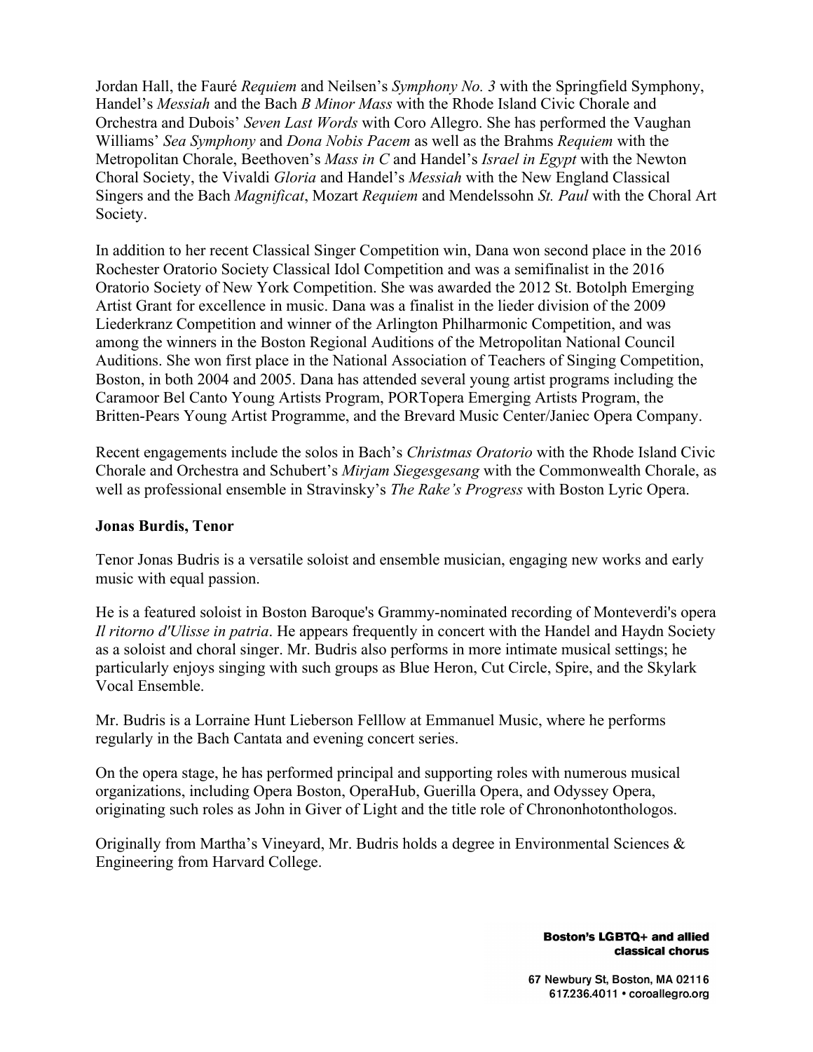Jordan Hall, the Fauré *Requiem* and Neilsen's *Symphony No. 3* with the Springfield Symphony, Handel's *Messiah* and the Bach *B Minor Mass* with the Rhode Island Civic Chorale and Orchestra and Dubois' *Seven Last Words* with Coro Allegro. She has performed the Vaughan Williams' *Sea Symphony* and *Dona Nobis Pacem* as well as the Brahms *Requiem* with the Metropolitan Chorale, Beethoven's *Mass in C* and Handel's *Israel in Egypt* with the Newton Choral Society, the Vivaldi *Gloria* and Handel's *Messiah* with the New England Classical Singers and the Bach *Magnificat*, Mozart *Requiem* and Mendelssohn *St. Paul* with the Choral Art Society.

In addition to her recent Classical Singer Competition win, Dana won second place in the 2016 Rochester Oratorio Society Classical Idol Competition and was a semifinalist in the 2016 Oratorio Society of New York Competition. She was awarded the 2012 St. Botolph Emerging Artist Grant for excellence in music. Dana was a finalist in the lieder division of the 2009 Liederkranz Competition and winner of the Arlington Philharmonic Competition, and was among the winners in the Boston Regional Auditions of the Metropolitan National Council Auditions. She won first place in the National Association of Teachers of Singing Competition, Boston, in both 2004 and 2005. Dana has attended several young artist programs including the Caramoor Bel Canto Young Artists Program, PORTopera Emerging Artists Program, the Britten-Pears Young Artist Programme, and the Brevard Music Center/Janiec Opera Company.

Recent engagements include the solos in Bach's *Christmas Oratorio* with the Rhode Island Civic Chorale and Orchestra and Schubert's *Mirjam Siegesgesang* with the Commonwealth Chorale, as well as professional ensemble in Stravinsky's *The Rake's Progress* with Boston Lyric Opera.

**Jonas Burdis, Tenor**

Tenor Jonas Budris is a versatile soloist and ensemble musician, engaging new works and early music with equal passion.

He is a featured soloist in Boston Baroque's Grammy-nominated recording of Monteverdi's opera *Il ritorno d'Ulisse in patria*. He appears frequently in concert with the Handel and Haydn Society as a soloist and choral singer. Mr. Budris also performs in more intimate musical settings; he particularly enjoys singing with such groups as Blue Heron, Cut Circle, Spire, and the Skylark Vocal Ensemble.

Mr. Budris is a Lorraine Hunt Lieberson Felllow at Emmanuel Music, where he performs regularly in the Bach Cantata and evening concert series.

On the opera stage, he has performed principal and supporting roles with numerous musical organizations, including Opera Boston, OperaHub, Guerilla Opera, and Odyssey Opera, originating such roles as John in Giver of Light and the title role of Chrononhotonthologos.

Originally from Martha's Vineyard, Mr. Budris holds a degree in Environmental Sciences & Engineering from Harvard College.

**Boston's LGBTQ+ and allied classical chorus**

67 Newbury St, Boston, MA 02116
617.236.4011 • coroallegro.org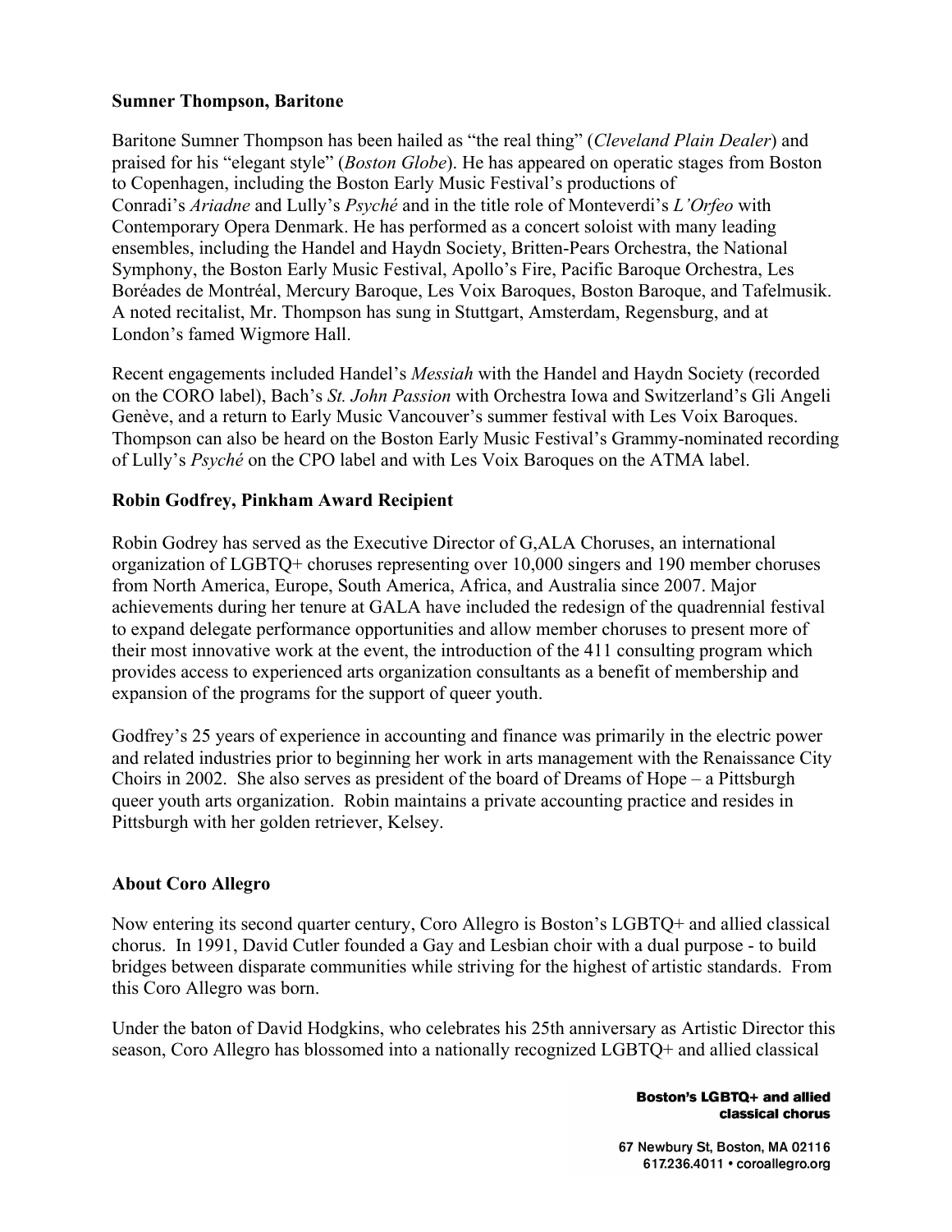**Sumner Thompson, Baritone**

Baritone Sumner Thompson has been hailed as "the real thing" (*Cleveland Plain Dealer*) and praised for his "elegant style" (*Boston Globe*). He has appeared on operatic stages from Boston to Copenhagen, including the Boston Early Music Festival's productions of Conradi's *Ariadne* and Lully's *Psyché* and in the title role of Monteverdi's *L'Orfeo* with Contemporary Opera Denmark. He has performed as a concert soloist with many leading ensembles, including the Handel and Haydn Society, Britten-Pears Orchestra, the National Symphony, the Boston Early Music Festival, Apollo's Fire, Pacific Baroque Orchestra, Les Boréades de Montréal, Mercury Baroque, Les Voix Baroques, Boston Baroque, and Tafelmusik. A noted recitalist, Mr. Thompson has sung in Stuttgart, Amsterdam, Regensburg, and at London's famed Wigmore Hall.

Recent engagements included Handel's *Messiah* with the Handel and Haydn Society (recorded on the CORO label), Bach's *St. John Passion* with Orchestra Iowa and Switzerland's Gli Angeli Genève, and a return to Early Music Vancouver's summer festival with Les Voix Baroques. Thompson can also be heard on the Boston Early Music Festival's Grammy-nominated recording of Lully's *Psyché* on the CPO label and with Les Voix Baroques on the ATMA label.

**Robin Godfrey, Pinkham Award Recipient**

Robin Godrey has served as the Executive Director of G,ALA Choruses, an international organization of LGBTQ+ choruses representing over 10,000 singers and 190 member choruses from North America, Europe, South America, Africa, and Australia since 2007. Major achievements during her tenure at GALA have included the redesign of the quadrennial festival to expand delegate performance opportunities and allow member choruses to present more of their most innovative work at the event, the introduction of the 411 consulting program which provides access to experienced arts organization consultants as a benefit of membership and expansion of the programs for the support of queer youth.

Godfrey's 25 years of experience in accounting and finance was primarily in the electric power and related industries prior to beginning her work in arts management with the Renaissance City Choirs in 2002. She also serves as president of the board of Dreams of Hope – a Pittsburgh queer youth arts organization. Robin maintains a private accounting practice and resides in Pittsburgh with her golden retriever, Kelsey.

**About Coro Allegro**

Now entering its second quarter century, Coro Allegro is Boston's LGBTQ+ and allied classical chorus. In 1991, David Cutler founded a Gay and Lesbian choir with a dual purpose - to build bridges between disparate communities while striving for the highest of artistic standards. From this Coro Allegro was born.

Under the baton of David Hodgkins, who celebrates his 25th anniversary as Artistic Director this season, Coro Allegro has blossomed into a nationally recognized LGBTQ+ and allied classical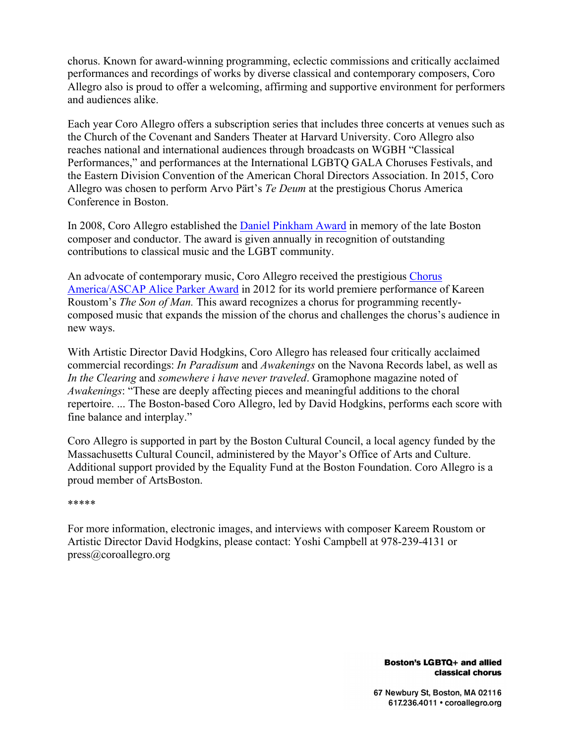chorus. Known for award-winning programming, eclectic commissions and critically acclaimed performances and recordings of works by diverse classical and contemporary composers, Coro Allegro also is proud to offer a welcoming, affirming and supportive environment for performers and audiences alike.

Each year Coro Allegro offers a subscription series that includes three concerts at venues such as the Church of the Covenant and Sanders Theater at Harvard University. Coro Allegro also reaches national and international audiences through broadcasts on WGBH "Classical Performances," and performances at the International LGBTQ GALA Choruses Festivals, and the Eastern Division Convention of the American Choral Directors Association. In 2015, Coro Allegro was chosen to perform Arvo Pärt's *Te Deum* at the prestigious Chorus America Conference in Boston.

In 2008, Coro Allegro established the Daniel Pinkham Award in memory of the late Boston composer and conductor. The award is given annually in recognition of outstanding contributions to classical music and the LGBT community.

An advocate of contemporary music, Coro Allegro received the prestigious Chorus America/ASCAP Alice Parker Award in 2012 for its world premiere performance of Kareen Roustom's *The Son of Man.* This award recognizes a chorus for programming recently-composed music that expands the mission of the chorus and challenges the chorus's audience in new ways.

With Artistic Director David Hodgkins, Coro Allegro has released four critically acclaimed commercial recordings: *In Paradisum* and *Awakenings* on the Navona Records label, as well as *In the Clearing* and *somewhere i have never traveled*. Gramophone magazine noted of *Awakenings*: "These are deeply affecting pieces and meaningful additions to the choral repertoire. ... The Boston-based Coro Allegro, led by David Hodgkins, performs each score with fine balance and interplay."

Coro Allegro is supported in part by the Boston Cultural Council, a local agency funded by the Massachusetts Cultural Council, administered by the Mayor's Office of Arts and Culture. Additional support provided by the Equality Fund at the Boston Foundation. Coro Allegro is a proud member of ArtsBoston.

*****

For more information, electronic images, and interviews with composer Kareem Roustom or Artistic Director David Hodgkins, please contact: Yoshi Campbell at 978-239-4131 or press@coroallegro.org

**Boston's LGBTQ+ and allied classical chorus**

67 Newbury St, Boston, MA 02116
617.236.4011 • coroallegro.org